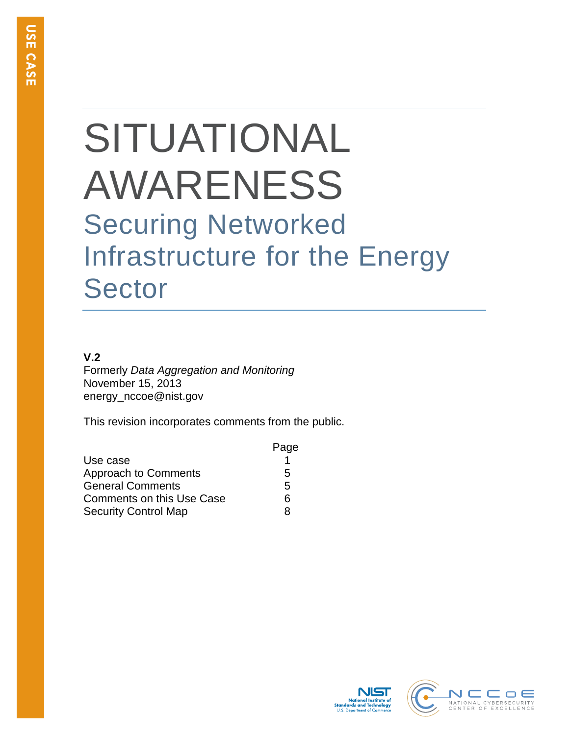USE CASE

# SITUATIONAL AWARENESS

## Securing Networked Infrastructure for the Energy Sector

**V.2**
Formerly *Data Aggregation and Monitoring*
November 15, 2013
energy_nccoe@nist.gov

This revision incorporates comments from the public.

| | Page |
|---|---|
| Use case | 1 |
| Approach to Comments | 5 |
| General Comments | 5 |
| Comments on this Use Case | 6 |
| Security Control Map | 8 |

NIST National Institute of Standards and Technology U.S. Department of Commerce

NCCoE NATIONAL CYBERSECURITY CENTER OF EXCELLENCE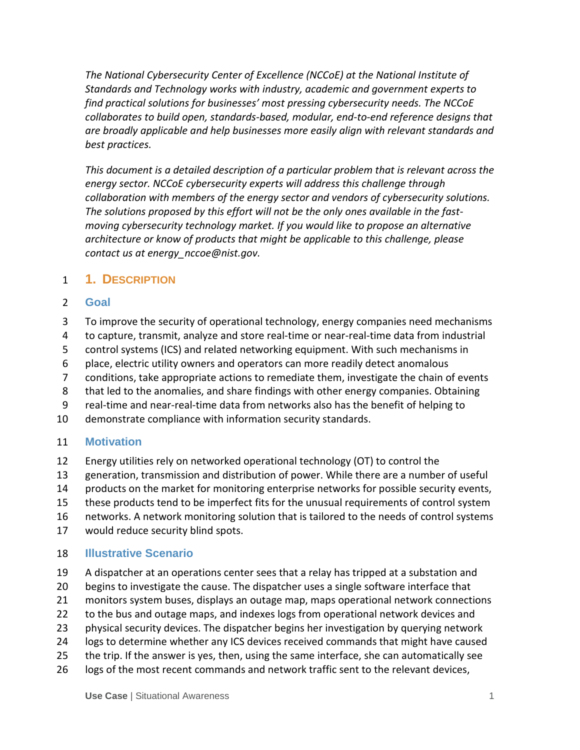*The National Cybersecurity Center of Excellence (NCCoE) at the National Institute of Standards and Technology works with industry, academic and government experts to find practical solutions for businesses' most pressing cybersecurity needs. The NCCoE collaborates to build open, standards-based, modular, end-to-end reference designs that are broadly applicable and help businesses more easily align with relevant standards and best practices.*

*This document is a detailed description of a particular problem that is relevant across the energy sector. NCCoE cybersecurity experts will address this challenge through collaboration with members of the energy sector and vendors of cybersecurity solutions. The solutions proposed by this effort will not be the only ones available in the fast-moving cybersecurity technology market. If you would like to propose an alternative architecture or know of products that might be applicable to this challenge, please contact us at energy_nccoe@nist.gov.*

# 1. Description

## Goal

To improve the security of operational technology, energy companies need mechanisms to capture, transmit, analyze and store real-time or near-real-time data from industrial control systems (ICS) and related networking equipment. With such mechanisms in place, electric utility owners and operators can more readily detect anomalous conditions, take appropriate actions to remediate them, investigate the chain of events that led to the anomalies, and share findings with other energy companies. Obtaining real-time and near-real-time data from networks also has the benefit of helping to demonstrate compliance with information security standards.

## Motivation

Energy utilities rely on networked operational technology (OT) to control the generation, transmission and distribution of power. While there are a number of useful products on the market for monitoring enterprise networks for possible security events, these products tend to be imperfect fits for the unusual requirements of control system networks. A network monitoring solution that is tailored to the needs of control systems would reduce security blind spots.

## Illustrative Scenario

A dispatcher at an operations center sees that a relay has tripped at a substation and begins to investigate the cause. The dispatcher uses a single software interface that monitors system buses, displays an outage map, maps operational network connections to the bus and outage maps, and indexes logs from operational network devices and physical security devices. The dispatcher begins her investigation by querying network logs to determine whether any ICS devices received commands that might have caused the trip. If the answer is yes, then, using the same interface, she can automatically see logs of the most recent commands and network traffic sent to the relevant devices,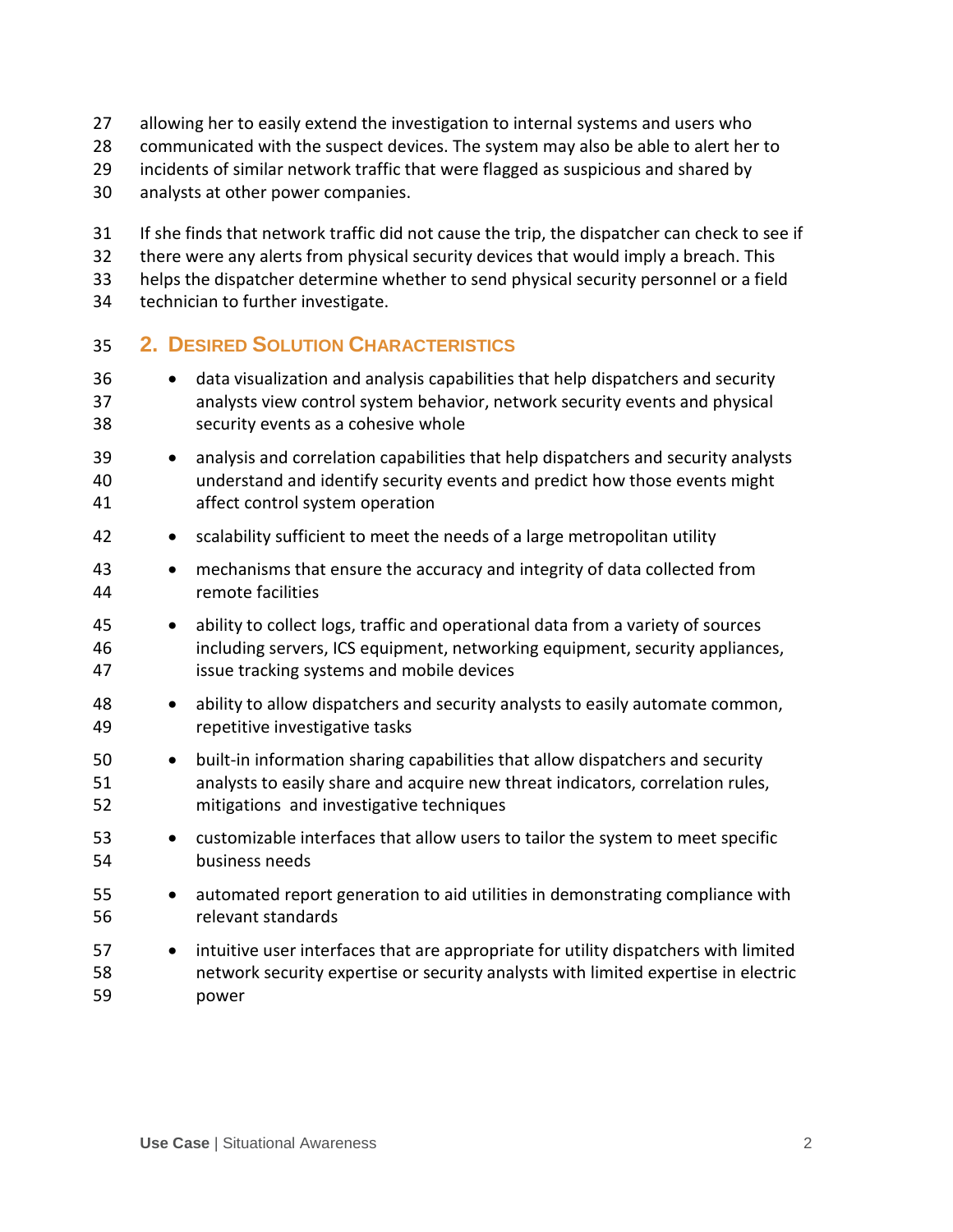allowing her to easily extend the investigation to internal systems and users who communicated with the suspect devices. The system may also be able to alert her to incidents of similar network traffic that were flagged as suspicious and shared by analysts at other power companies.

If she finds that network traffic did not cause the trip, the dispatcher can check to see if there were any alerts from physical security devices that would imply a breach. This helps the dispatcher determine whether to send physical security personnel or a field technician to further investigate.

## 2. Desired Solution Characteristics

- data visualization and analysis capabilities that help dispatchers and security analysts view control system behavior, network security events and physical security events as a cohesive whole
- analysis and correlation capabilities that help dispatchers and security analysts understand and identify security events and predict how those events might affect control system operation
- scalability sufficient to meet the needs of a large metropolitan utility
- mechanisms that ensure the accuracy and integrity of data collected from remote facilities
- ability to collect logs, traffic and operational data from a variety of sources including servers, ICS equipment, networking equipment, security appliances, issue tracking systems and mobile devices
- ability to allow dispatchers and security analysts to easily automate common, repetitive investigative tasks
- built-in information sharing capabilities that allow dispatchers and security analysts to easily share and acquire new threat indicators, correlation rules, mitigations and investigative techniques
- customizable interfaces that allow users to tailor the system to meet specific business needs
- automated report generation to aid utilities in demonstrating compliance with relevant standards
- intuitive user interfaces that are appropriate for utility dispatchers with limited network security expertise or security analysts with limited expertise in electric power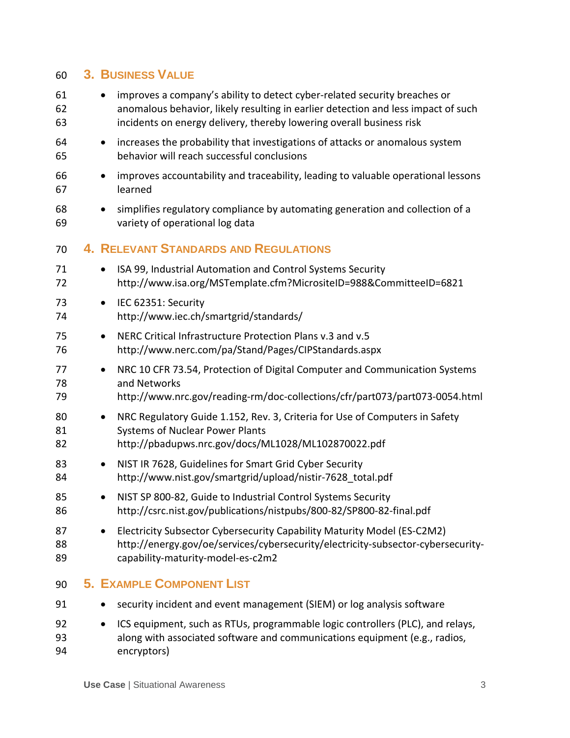## 3. Business Value

- improves a company's ability to detect cyber-related security breaches or anomalous behavior, likely resulting in earlier detection and less impact of such incidents on energy delivery, thereby lowering overall business risk
- increases the probability that investigations of attacks or anomalous system behavior will reach successful conclusions
- improves accountability and traceability, leading to valuable operational lessons learned
- simplifies regulatory compliance by automating generation and collection of a variety of operational log data

## 4. Relevant Standards and Regulations

- ISA 99, Industrial Automation and Control Systems Security
  http://www.isa.org/MSTemplate.cfm?MicrositeID=988&CommitteeID=6821
- IEC 62351: Security
  http://www.iec.ch/smartgrid/standards/
- NERC Critical Infrastructure Protection Plans v.3 and v.5
  http://www.nerc.com/pa/Stand/Pages/CIPStandards.aspx
- NRC 10 CFR 73.54, Protection of Digital Computer and Communication Systems and Networks
  http://www.nrc.gov/reading-rm/doc-collections/cfr/part073/part073-0054.html
- NRC Regulatory Guide 1.152, Rev. 3, Criteria for Use of Computers in Safety Systems of Nuclear Power Plants
  http://pbadupws.nrc.gov/docs/ML1028/ML102870022.pdf
- NIST IR 7628, Guidelines for Smart Grid Cyber Security
  http://www.nist.gov/smartgrid/upload/nistir-7628_total.pdf
- NIST SP 800-82, Guide to Industrial Control Systems Security
  http://csrc.nist.gov/publications/nistpubs/800-82/SP800-82-final.pdf
- Electricity Subsector Cybersecurity Capability Maturity Model (ES-C2M2)
  http://energy.gov/oe/services/cybersecurity/electricity-subsector-cybersecurity-capability-maturity-model-es-c2m2

## 5. Example Component List

- security incident and event management (SIEM) or log analysis software
- ICS equipment, such as RTUs, programmable logic controllers (PLC), and relays, along with associated software and communications equipment (e.g., radios, encryptors)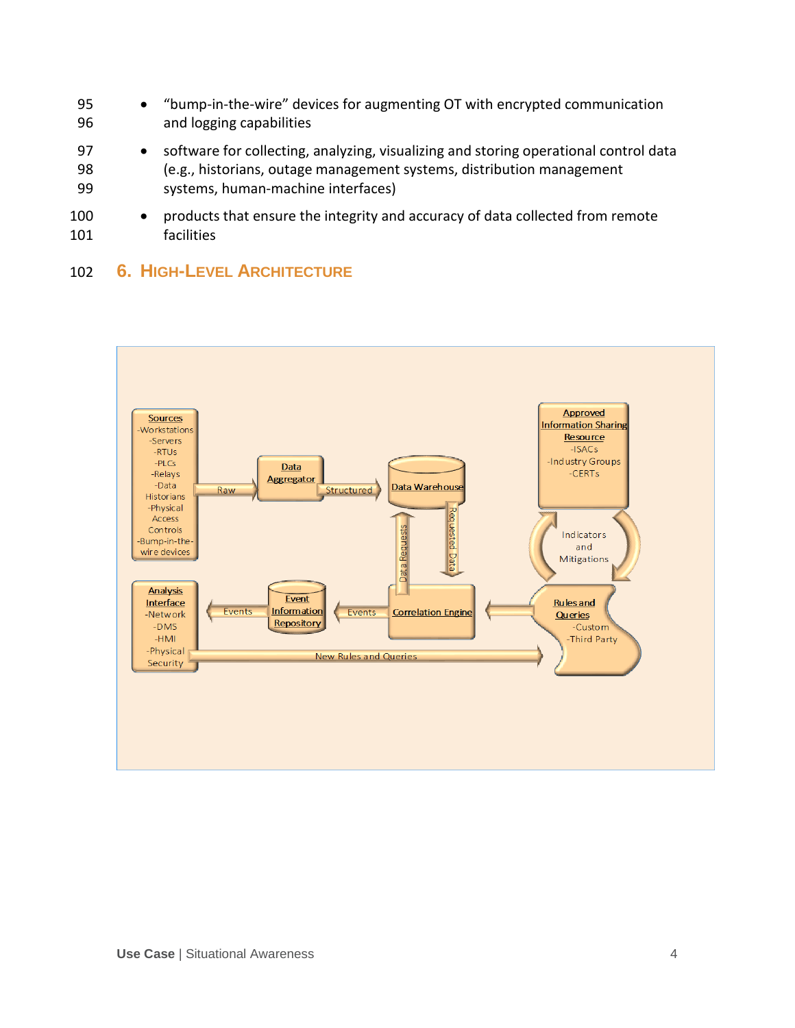- "bump-in-the-wire" devices for augmenting OT with encrypted communication and logging capabilities
- software for collecting, analyzing, visualizing and storing operational control data (e.g., historians, outage management systems, distribution management systems, human-machine interfaces)
- products that ensure the integrity and accuracy of data collected from remote facilities

# 6. High-Level Architecture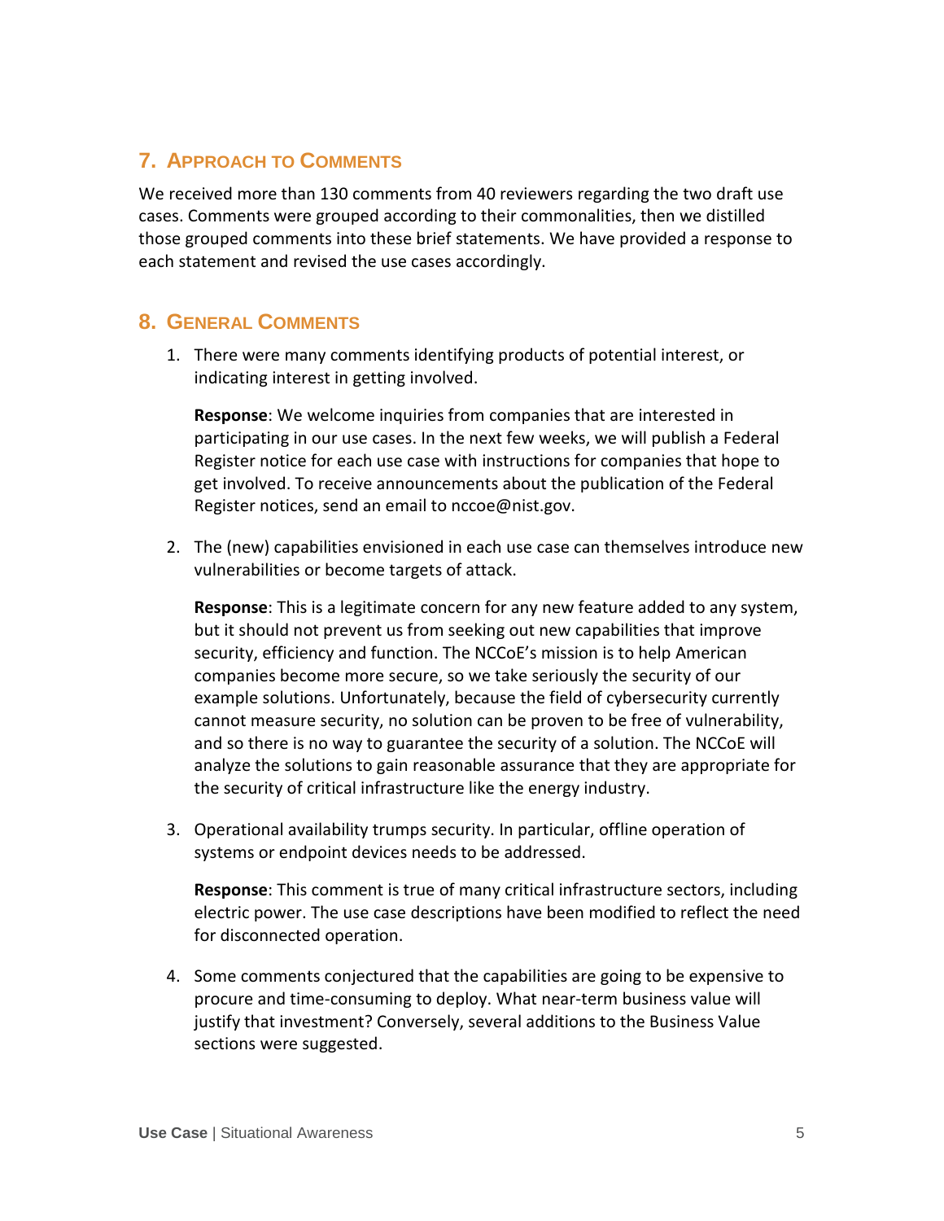## 7. Approach to Comments

We received more than 130 comments from 40 reviewers regarding the two draft use cases. Comments were grouped according to their commonalities, then we distilled those grouped comments into these brief statements. We have provided a response to each statement and revised the use cases accordingly.

## 8. General Comments

1. There were many comments identifying products of potential interest, or indicating interest in getting involved.

   **Response**: We welcome inquiries from companies that are interested in participating in our use cases. In the next few weeks, we will publish a Federal Register notice for each use case with instructions for companies that hope to get involved. To receive announcements about the publication of the Federal Register notices, send an email to nccoe@nist.gov.

2. The (new) capabilities envisioned in each use case can themselves introduce new vulnerabilities or become targets of attack.

   **Response**: This is a legitimate concern for any new feature added to any system, but it should not prevent us from seeking out new capabilities that improve security, efficiency and function. The NCCoE's mission is to help American companies become more secure, so we take seriously the security of our example solutions. Unfortunately, because the field of cybersecurity currently cannot measure security, no solution can be proven to be free of vulnerability, and so there is no way to guarantee the security of a solution. The NCCoE will analyze the solutions to gain reasonable assurance that they are appropriate for the security of critical infrastructure like the energy industry.

3. Operational availability trumps security. In particular, offline operation of systems or endpoint devices needs to be addressed.

   **Response**: This comment is true of many critical infrastructure sectors, including electric power. The use case descriptions have been modified to reflect the need for disconnected operation.

4. Some comments conjectured that the capabilities are going to be expensive to procure and time-consuming to deploy. What near-term business value will justify that investment? Conversely, several additions to the Business Value sections were suggested.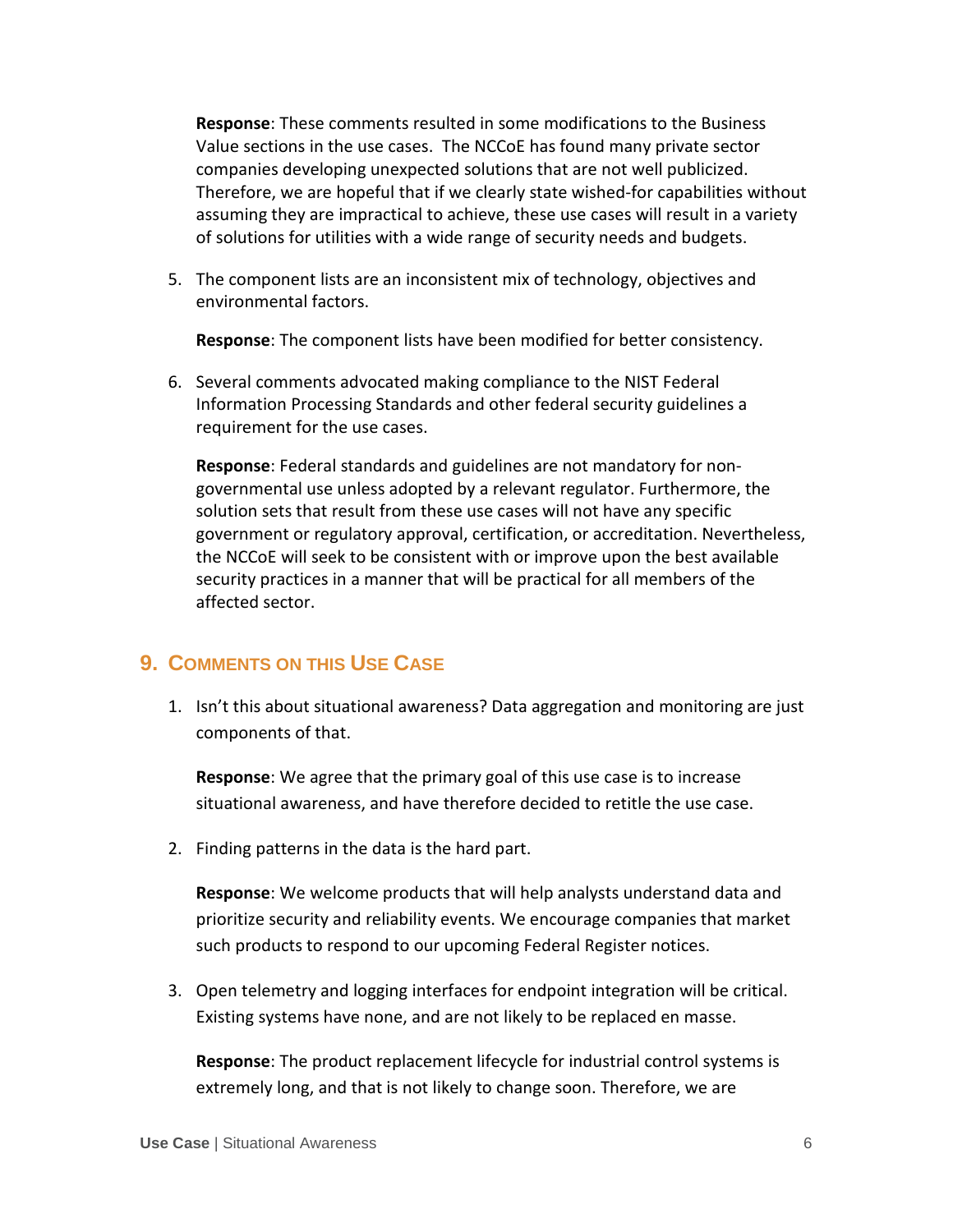**Response**: These comments resulted in some modifications to the Business Value sections in the use cases. The NCCoE has found many private sector companies developing unexpected solutions that are not well publicized. Therefore, we are hopeful that if we clearly state wished-for capabilities without assuming they are impractical to achieve, these use cases will result in a variety of solutions for utilities with a wide range of security needs and budgets.

5. The component lists are an inconsistent mix of technology, objectives and environmental factors.

   **Response**: The component lists have been modified for better consistency.

6. Several comments advocated making compliance to the NIST Federal Information Processing Standards and other federal security guidelines a requirement for the use cases.

   **Response**: Federal standards and guidelines are not mandatory for non-governmental use unless adopted by a relevant regulator. Furthermore, the solution sets that result from these use cases will not have any specific government or regulatory approval, certification, or accreditation. Nevertheless, the NCCoE will seek to be consistent with or improve upon the best available security practices in a manner that will be practical for all members of the affected sector.

## 9. Comments on this Use Case

1. Isn't this about situational awareness? Data aggregation and monitoring are just components of that.

   **Response**: We agree that the primary goal of this use case is to increase situational awareness, and have therefore decided to retitle the use case.

2. Finding patterns in the data is the hard part.

   **Response**: We welcome products that will help analysts understand data and prioritize security and reliability events. We encourage companies that market such products to respond to our upcoming Federal Register notices.

3. Open telemetry and logging interfaces for endpoint integration will be critical. Existing systems have none, and are not likely to be replaced en masse.

   **Response**: The product replacement lifecycle for industrial control systems is extremely long, and that is not likely to change soon. Therefore, we are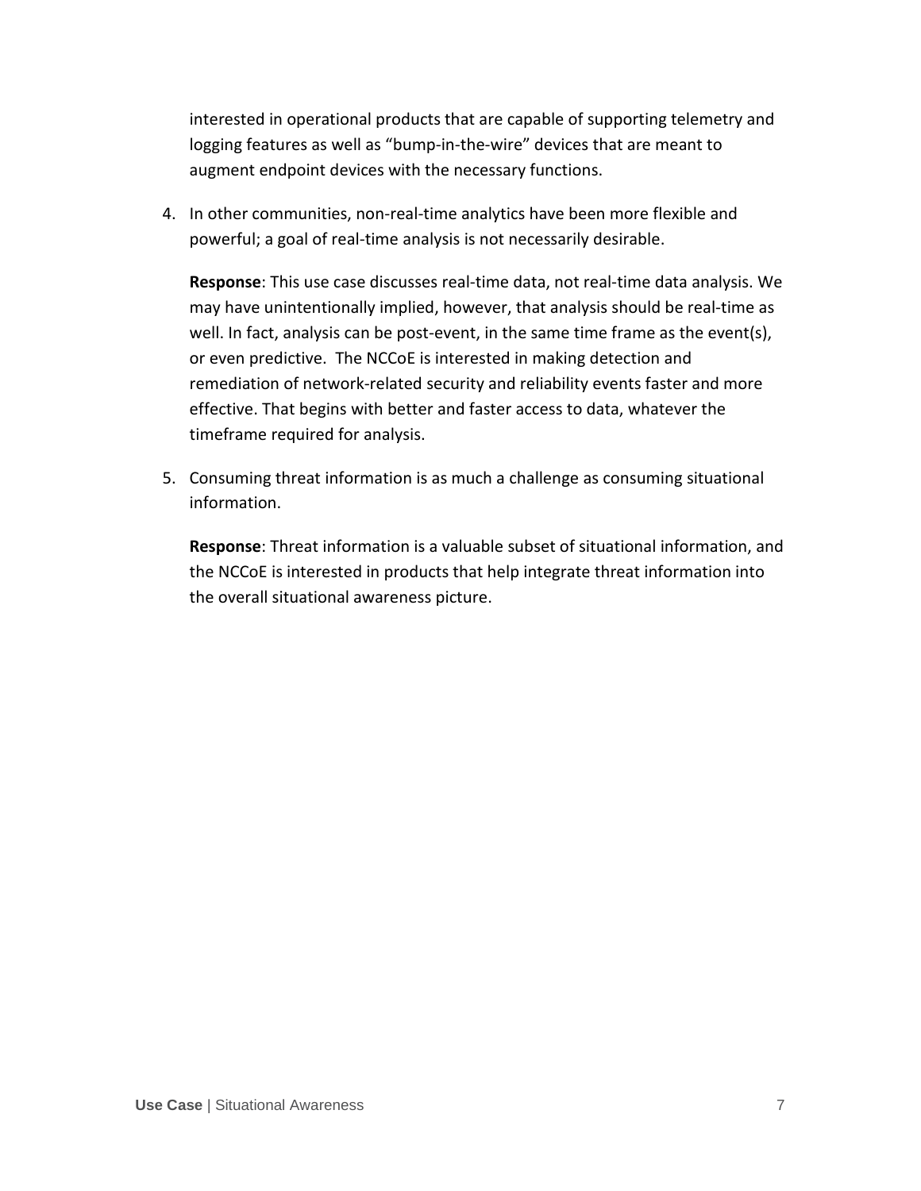interested in operational products that are capable of supporting telemetry and logging features as well as "bump-in-the-wire" devices that are meant to augment endpoint devices with the necessary functions.

4. In other communities, non-real-time analytics have been more flexible and powerful; a goal of real-time analysis is not necessarily desirable.

   **Response**: This use case discusses real-time data, not real-time data analysis. We may have unintentionally implied, however, that analysis should be real-time as well. In fact, analysis can be post-event, in the same time frame as the event(s), or even predictive. The NCCoE is interested in making detection and remediation of network-related security and reliability events faster and more effective. That begins with better and faster access to data, whatever the timeframe required for analysis.

5. Consuming threat information is as much a challenge as consuming situational information.

   **Response**: Threat information is a valuable subset of situational information, and the NCCoE is interested in products that help integrate threat information into the overall situational awareness picture.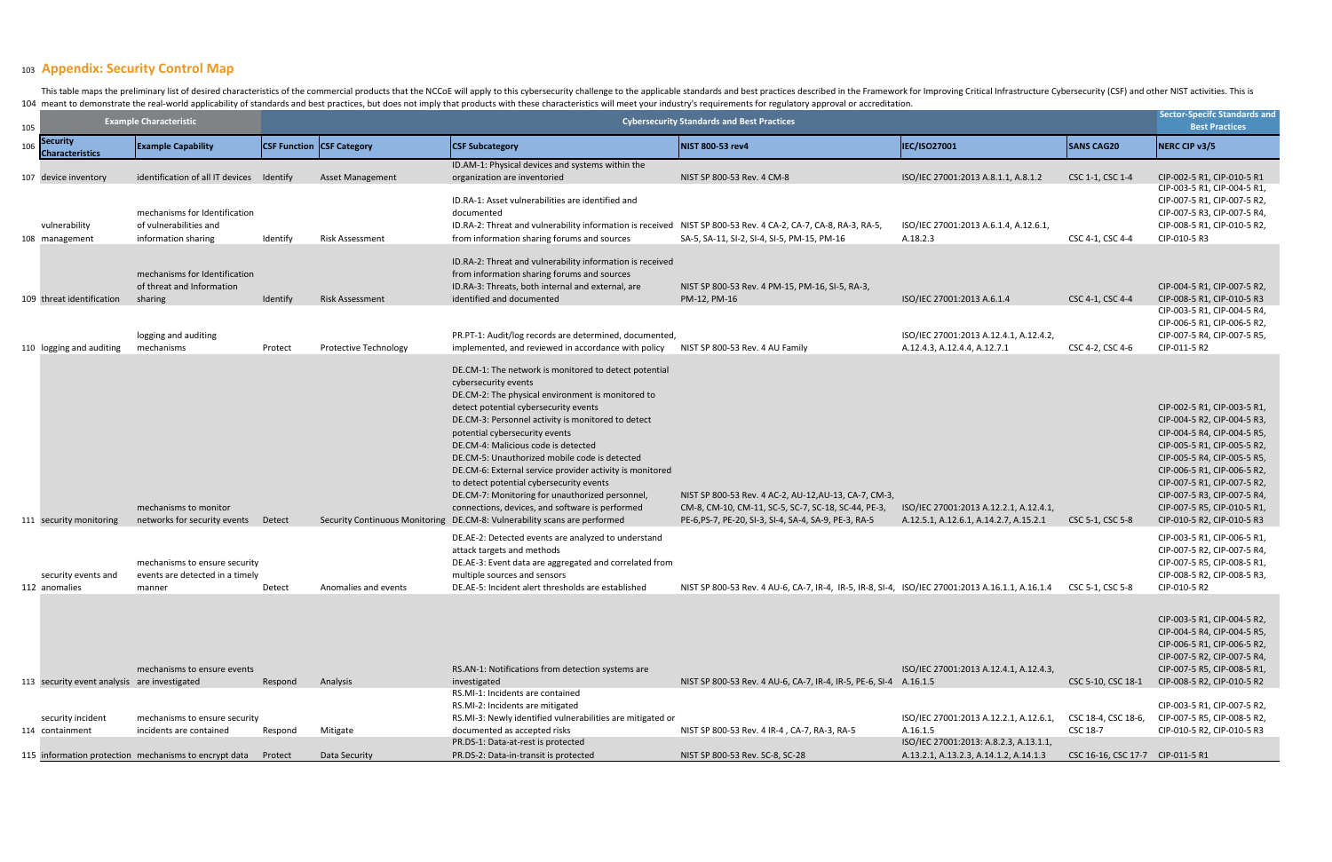## Appendix: Security Control Map

This table maps the preliminary list of desired characteristics of the commercial products that the NCCoE will apply to this cybersecurity challenge to the applicable standards and best practices described in the Framework for Improving Critical Infrastructure Cybersecurity (CSF) and other NIST activities. This is meant to demonstrate the real-world applicability of standards and best practices, but does not imply that products with these characteristics will meet your industry's requirements for regulatory approval or accreditation.

| Example Characteristic | | Cybersecurity Standards and Best Practices | | | | | | Sector-Specifc Standards and Best Practices |
|---|---|---|---|---|---|---|---|---|
| **Security Characteristics** | **Example Capability** | **CSF Function** | **CSF Category** | **CSF Subcategory** | **NIST 800-53 rev4** | **IEC/ISO27001** | **SANS CAG20** | **NERC CIP v3/5** |
| device inventory | identification of all IT devices | Identify | Asset Management | ID.AM-1: Physical devices and systems within the organization are inventoried | NIST SP 800-53 Rev. 4 CM-8 | ISO/IEC 27001:2013 A.8.1.1, A.8.1.2 | CSC 1-1, CSC 1-4 | CIP-002-5 R1, CIP-010-5 R1 |
| vulnerability management | mechanisms for Identification of vulnerabilities and information sharing | Identify | Risk Assessment | ID.RA-1: Asset vulnerabilities are identified and documented ID.RA-2: Threat and vulnerability information is received from information sharing forums and sources | NIST SP 800-53 Rev. 4 CA-2, CA-7, CA-8, RA-3, RA-5, SA-5, SA-11, SI-2, SI-4, SI-5, PM-15, PM-16 | ISO/IEC 27001:2013 A.6.1.4, A.12.6.1, A.18.2.3 | CSC 4-1, CSC 4-4 | CIP-003-5 R1, CIP-004-5 R1, CIP-007-5 R1, CIP-007-5 R2, CIP-007-5 R3, CIP-007-5 R4, CIP-008-5 R1, CIP-010-5 R2, CIP-010-5 R3 |
| threat identification | mechanisms for Identification of threat and Information sharing | Identify | Risk Assessment | ID.RA-2: Threat and vulnerability information is received from information sharing forums and sources ID.RA-3: Threats, both internal and external, are identified and documented | NIST SP 800-53 Rev. 4 PM-15, PM-16, SI-5, RA-3, PM-12, PM-16 | ISO/IEC 27001:2013 A.6.1.4 | CSC 4-1, CSC 4-4 | CIP-004-5 R1, CIP-007-5 R2, CIP-008-5 R1, CIP-010-5 R3 |
| logging and auditing | logging and auditing mechanisms | Protect | Protective Technology | PR.PT-1: Audit/log records are determined, documented, implemented, and reviewed in accordance with policy | NIST SP 800-53 Rev. 4 AU Family | ISO/IEC 27001:2013 A.12.4.1, A.12.4.2, A.12.4.3, A.12.4.4, A.12.7.1 | CSC 4-2, CSC 4-6 | CIP-003-5 R1, CIP-004-5 R4, CIP-006-5 R1, CIP-006-5 R2, CIP-007-5 R4, CIP-007-5 R5, CIP-011-5 R2 |
| security monitoring | mechanisms to monitor networks for security events | Detect | Security Continuous Monitoring | DE.CM-1: The network is monitored to detect potential cybersecurity events DE.CM-2: The physical environment is monitored to detect potential cybersecurity events DE.CM-3: Personnel activity is monitored to detect potential cybersecurity events DE.CM-4: Malicious code is detected DE.CM-5: Unauthorized mobile code is detected DE.CM-6: External service provider activity is monitored to detect potential cybersecurity events DE.CM-7: Monitoring for unauthorized personnel, connections, devices, and software is performed DE.CM-8: Vulnerability scans are performed | NIST SP 800-53 Rev. 4 AC-2, AU-12,AU-13, CA-7, CM-3, CM-8, CM-10, CM-11, SC-5, SC-7, SC-18, SC-44, PE-3, PE-6,PS-7, PE-20, SI-3, SI-4, SA-4, SA-9, PE-3, RA-5 | ISO/IEC 27001:2013 A.12.2.1, A.12.4.1, A.12.5.1, A.12.6.1, A.14.2.7, A.15.2.1 | CSC 5-1, CSC 5-8 | CIP-002-5 R1, CIP-003-5 R1, CIP-004-5 R2, CIP-004-5 R3, CIP-004-5 R4, CIP-004-5 R5, CIP-005-5 R1, CIP-005-5 R2, CIP-005-5 R4, CIP-005-5 R5, CIP-006-5 R1, CIP-006-5 R2, CIP-007-5 R1, CIP-007-5 R2, CIP-007-5 R3, CIP-007-5 R4, CIP-007-5 R5, CIP-010-5 R1, CIP-010-5 R2, CIP-010-5 R3 |
| security events and anomalies | mechanisms to ensure security events are detected in a timely manner | Detect | Anomalies and events | DE.AE-2: Detected events are analyzed to understand attack targets and methods DE.AE-3: Event data are aggregated and correlated from multiple sources and sensors DE.AE-5: Incident alert thresholds are established | NIST SP 800-53 Rev. 4 AU-6, CA-7, IR-4, IR-5, IR-8, SI-4, | ISO/IEC 27001:2013 A.16.1.1, A.16.1.4 | CSC 5-1, CSC 5-8 | CIP-003-5 R1, CIP-006-5 R1, CIP-007-5 R2, CIP-007-5 R4, CIP-007-5 R5, CIP-008-5 R1, CIP-008-5 R2, CIP-008-5 R3, CIP-010-5 R2 |
| security event analysis | mechanisms to ensure events are investigated | Respond | Analysis | RS.AN-1: Notifications from detection systems are investigated | NIST SP 800-53 Rev. 4 AU-6, CA-7, IR-4, IR-5, PE-6, SI-4 | ISO/IEC 27001:2013 A.12.4.1, A.12.4.3, A.16.1.5 | CSC 5-10, CSC 18-1 | CIP-003-5 R1, CIP-004-5 R2, CIP-004-5 R4, CIP-004-5 R5, CIP-006-5 R1, CIP-006-5 R2, CIP-007-5 R2, CIP-007-5 R4, CIP-007-5 R5, CIP-008-5 R1, CIP-008-5 R2, CIP-010-5 R2 |
| security incident containment | mechanisms to ensure security incidents are contained | Respond | Mitigate | RS.MI-1: Incidents are contained RS.MI-2: Incidents are mitigated RS.MI-3: Newly identified vulnerabilities are mitigated or documented as accepted risks | NIST SP 800-53 Rev. 4 IR-4 , CA-7, RA-3, RA-5 | ISO/IEC 27001:2013 A.12.2.1, A.12.6.1, A.16.1.5 | CSC 18-4, CSC 18-6, CSC 18-7 | CIP-003-5 R1, CIP-007-5 R2, CIP-007-5 R5, CIP-008-5 R2, CIP-010-5 R2, CIP-010-5 R3 |
| information protection | mechanisms to encrypt data | Protect | Data Security | PR.DS-1: Data-at-rest is protected PR.DS-2: Data-in-transit is protected | NIST SP 800-53 Rev. SC-8, SC-28 | ISO/IEC 27001:2013: A.8.2.3, A.13.1.1, A.13.2.1, A.13.2.3, A.14.1.2, A.14.1.3 | CSC 16-16, CSC 17-7 | CIP-011-5 R1 |